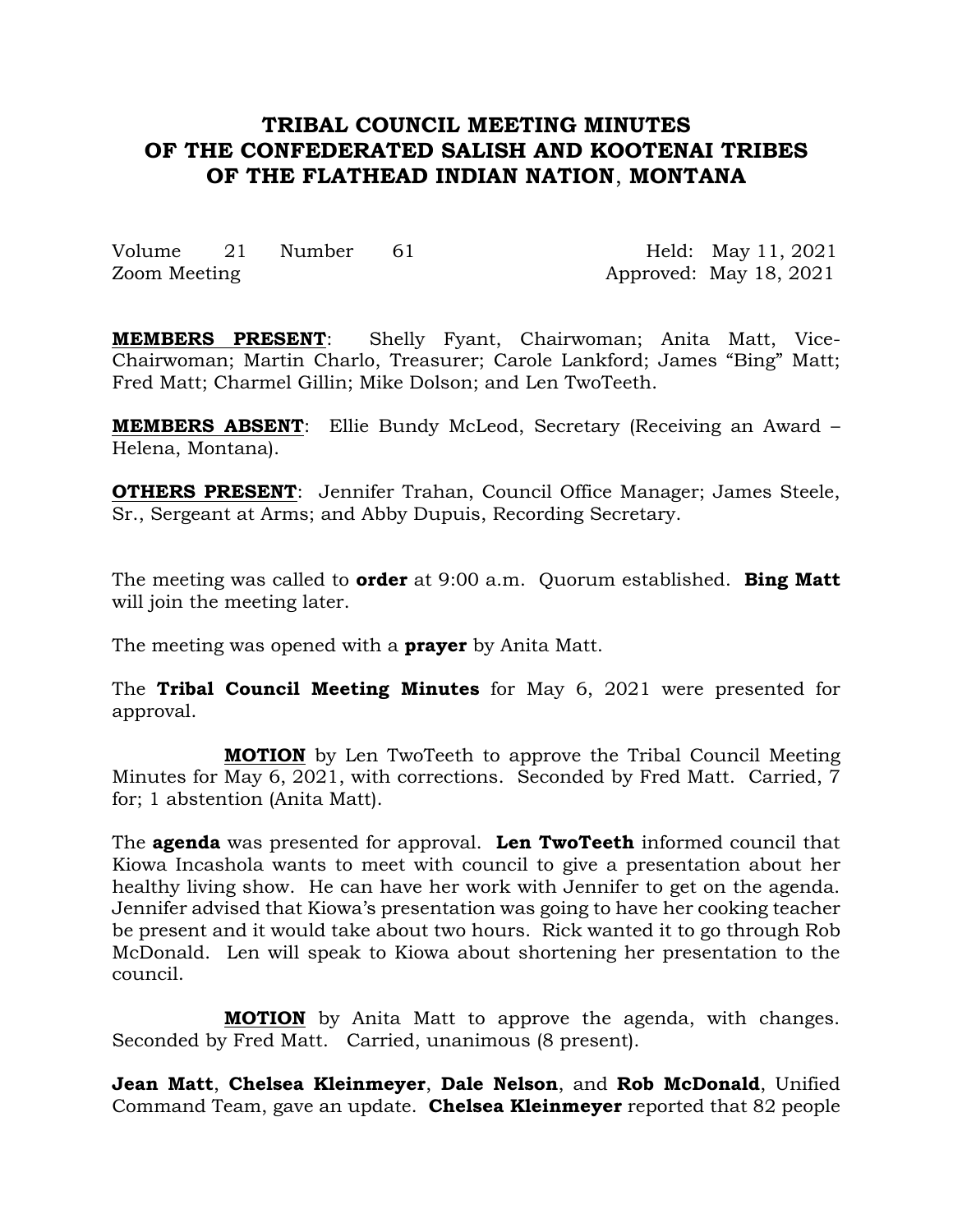# TRIBAL COUNCIL MEETING MINUTES OF THE CONFEDERATED SALISH AND KOOTENAI TRIBES OF THE FLATHEAD INDIAN NATION, MONTANA

Volume 21 Number 61 — Held: May 11, 2021

Zoom Meeting — Approved: May 18, 2021

**MEMBERS PRESENT**: Shelly Fyant, Chairwoman; Anita Matt, Vice-Chairwoman; Martin Charlo, Treasurer; Carole Lankford; James "Bing" Matt; Fred Matt; Charmel Gillin; Mike Dolson; and Len TwoTeeth.

**MEMBERS ABSENT**: Ellie Bundy McLeod, Secretary (Receiving an Award – Helena, Montana).

**OTHERS PRESENT**: Jennifer Trahan, Council Office Manager; James Steele, Sr., Sergeant at Arms; and Abby Dupuis, Recording Secretary.

The meeting was called to **order** at 9:00 a.m. Quorum established. **Bing Matt** will join the meeting later.

The meeting was opened with a **prayer** by Anita Matt.

The **Tribal Council Meeting Minutes** for May 6, 2021 were presented for approval.

**MOTION** by Len TwoTeeth to approve the Tribal Council Meeting Minutes for May 6, 2021, with corrections. Seconded by Fred Matt. Carried, 7 for; 1 abstention (Anita Matt).

The **agenda** was presented for approval. **Len TwoTeeth** informed council that Kiowa Incashola wants to meet with council to give a presentation about her healthy living show. He can have her work with Jennifer to get on the agenda. Jennifer advised that Kiowa's presentation was going to have her cooking teacher be present and it would take about two hours. Rick wanted it to go through Rob McDonald. Len will speak to Kiowa about shortening her presentation to the council.

**MOTION** by Anita Matt to approve the agenda, with changes. Seconded by Fred Matt. Carried, unanimous (8 present).

**Jean Matt**, **Chelsea Kleinmeyer**, **Dale Nelson**, and **Rob McDonald**, Unified Command Team, gave an update. **Chelsea Kleinmeyer** reported that 82 people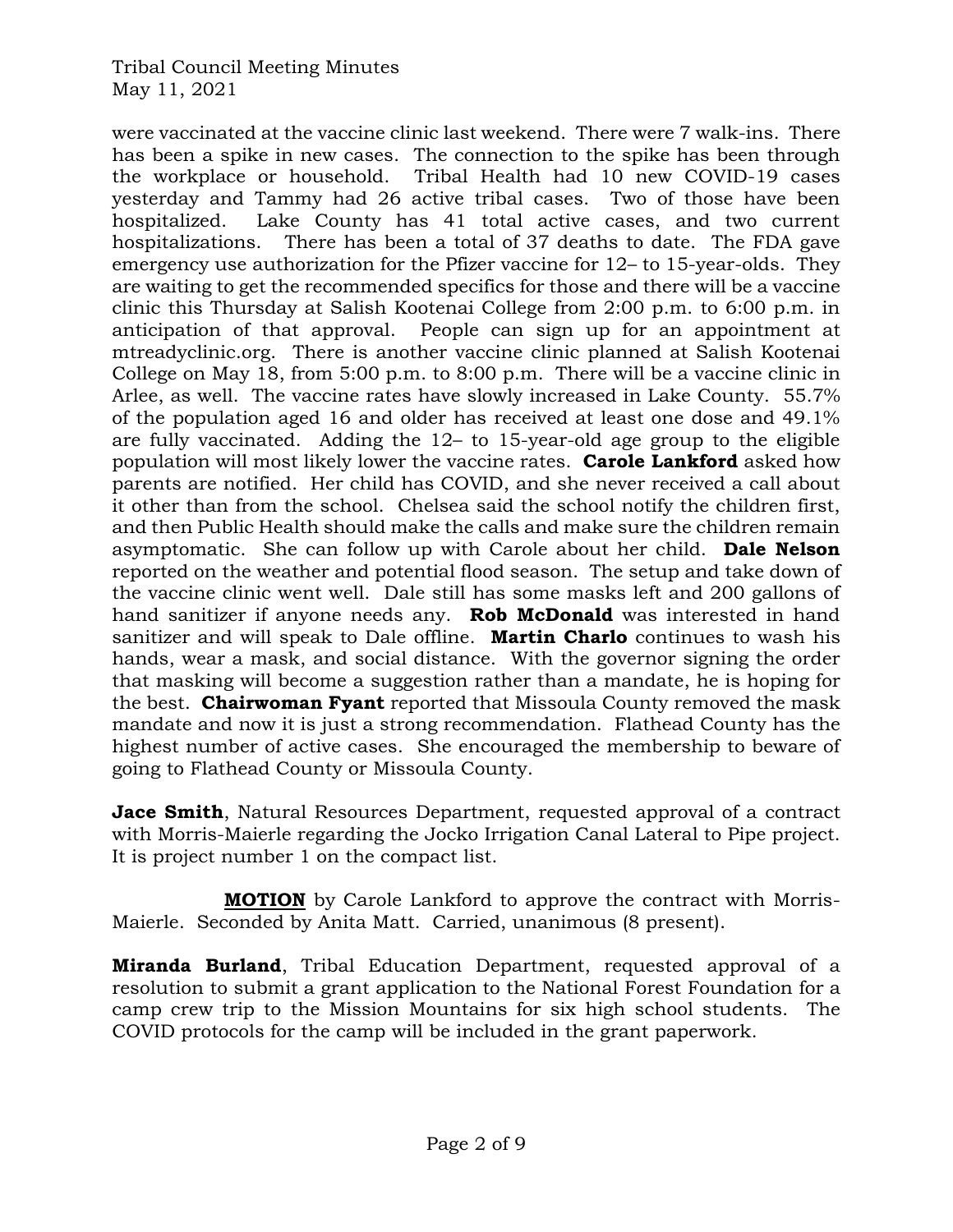were vaccinated at the vaccine clinic last weekend. There were 7 walk-ins. There has been a spike in new cases. The connection to the spike has been through the workplace or household. Tribal Health had 10 new COVID-19 cases yesterday and Tammy had 26 active tribal cases. Two of those have been hospitalized. Lake County has 41 total active cases, and two current hospitalizations. There has been a total of 37 deaths to date. The FDA gave emergency use authorization for the Pfizer vaccine for 12– to 15-year-olds. They are waiting to get the recommended specifics for those and there will be a vaccine clinic this Thursday at Salish Kootenai College from 2:00 p.m. to 6:00 p.m. in anticipation of that approval. People can sign up for an appointment at mtreadyclinic.org. There is another vaccine clinic planned at Salish Kootenai College on May 18, from 5:00 p.m. to 8:00 p.m. There will be a vaccine clinic in Arlee, as well. The vaccine rates have slowly increased in Lake County. 55.7% of the population aged 16 and older has received at least one dose and 49.1% are fully vaccinated. Adding the 12– to 15-year-old age group to the eligible population will most likely lower the vaccine rates. **Carole Lankford** asked how parents are notified. Her child has COVID, and she never received a call about it other than from the school. Chelsea said the school notify the children first, and then Public Health should make the calls and make sure the children remain asymptomatic. She can follow up with Carole about her child. **Dale Nelson** reported on the weather and potential flood season. The setup and take down of the vaccine clinic went well. Dale still has some masks left and 200 gallons of hand sanitizer if anyone needs any. **Rob McDonald** was interested in hand sanitizer and will speak to Dale offline. **Martin Charlo** continues to wash his hands, wear a mask, and social distance. With the governor signing the order that masking will become a suggestion rather than a mandate, he is hoping for the best. **Chairwoman Fyant** reported that Missoula County removed the mask mandate and now it is just a strong recommendation. Flathead County has the highest number of active cases. She encouraged the membership to beware of going to Flathead County or Missoula County.

**Jace Smith**, Natural Resources Department, requested approval of a contract with Morris-Maierle regarding the Jocko Irrigation Canal Lateral to Pipe project. It is project number 1 on the compact list.

**MOTION** by Carole Lankford to approve the contract with Morris-Maierle. Seconded by Anita Matt. Carried, unanimous (8 present).

**Miranda Burland**, Tribal Education Department, requested approval of a resolution to submit a grant application to the National Forest Foundation for a camp crew trip to the Mission Mountains for six high school students. The COVID protocols for the camp will be included in the grant paperwork.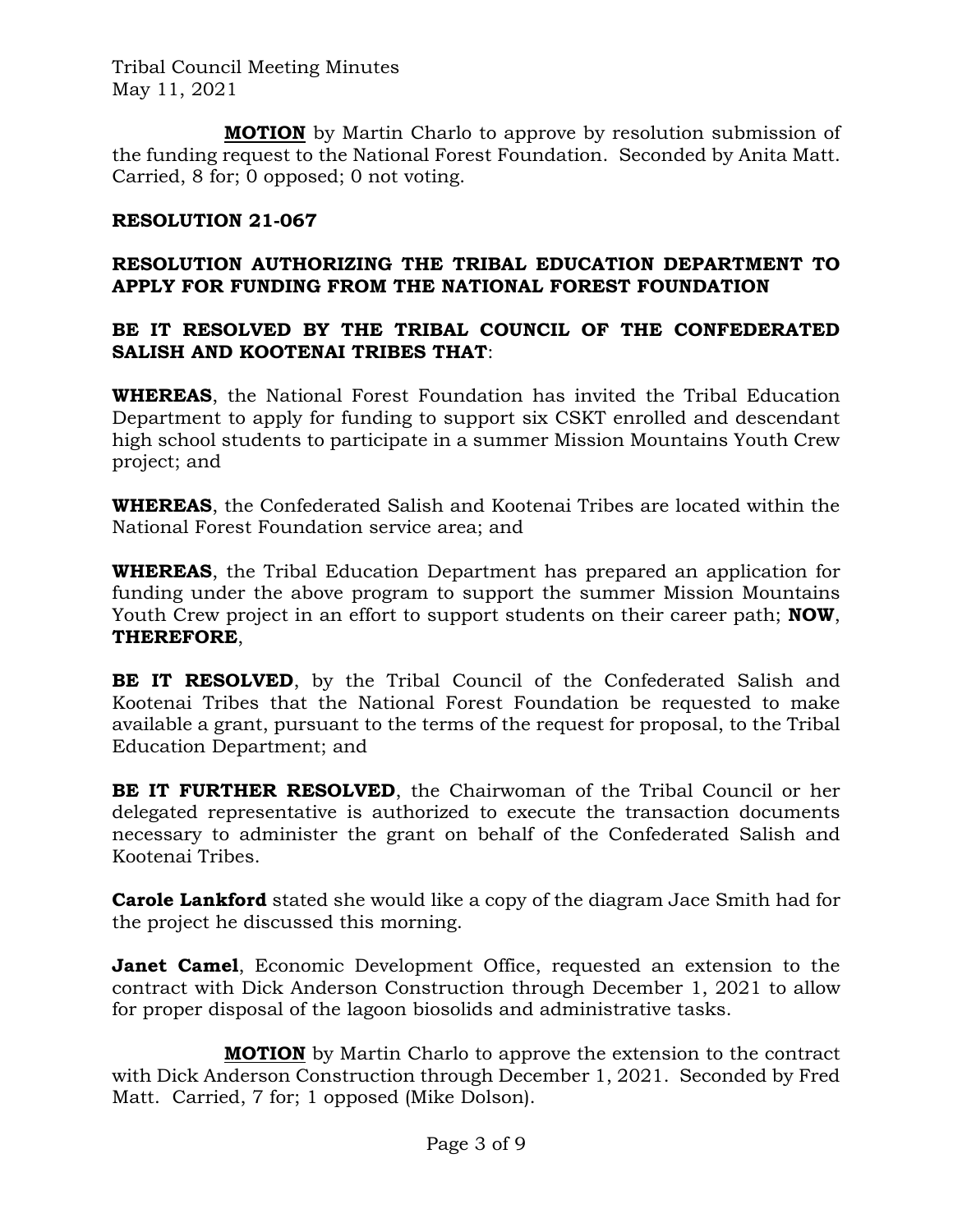**MOTION** by Martin Charlo to approve by resolution submission of the funding request to the National Forest Foundation. Seconded by Anita Matt. Carried, 8 for; 0 opposed; 0 not voting.

**RESOLUTION 21-067**

**RESOLUTION AUTHORIZING THE TRIBAL EDUCATION DEPARTMENT TO APPLY FOR FUNDING FROM THE NATIONAL FOREST FOUNDATION**

**BE IT RESOLVED BY THE TRIBAL COUNCIL OF THE CONFEDERATED SALISH AND KOOTENAI TRIBES THAT**:

**WHEREAS**, the National Forest Foundation has invited the Tribal Education Department to apply for funding to support six CSKT enrolled and descendant high school students to participate in a summer Mission Mountains Youth Crew project; and

**WHEREAS**, the Confederated Salish and Kootenai Tribes are located within the National Forest Foundation service area; and

**WHEREAS**, the Tribal Education Department has prepared an application for funding under the above program to support the summer Mission Mountains Youth Crew project in an effort to support students on their career path; **NOW, THEREFORE**,

**BE IT RESOLVED**, by the Tribal Council of the Confederated Salish and Kootenai Tribes that the National Forest Foundation be requested to make available a grant, pursuant to the terms of the request for proposal, to the Tribal Education Department; and

**BE IT FURTHER RESOLVED**, the Chairwoman of the Tribal Council or her delegated representative is authorized to execute the transaction documents necessary to administer the grant on behalf of the Confederated Salish and Kootenai Tribes.

**Carole Lankford** stated she would like a copy of the diagram Jace Smith had for the project he discussed this morning.

**Janet Camel**, Economic Development Office, requested an extension to the contract with Dick Anderson Construction through December 1, 2021 to allow for proper disposal of the lagoon biosolids and administrative tasks.

**MOTION** by Martin Charlo to approve the extension to the contract with Dick Anderson Construction through December 1, 2021. Seconded by Fred Matt. Carried, 7 for; 1 opposed (Mike Dolson).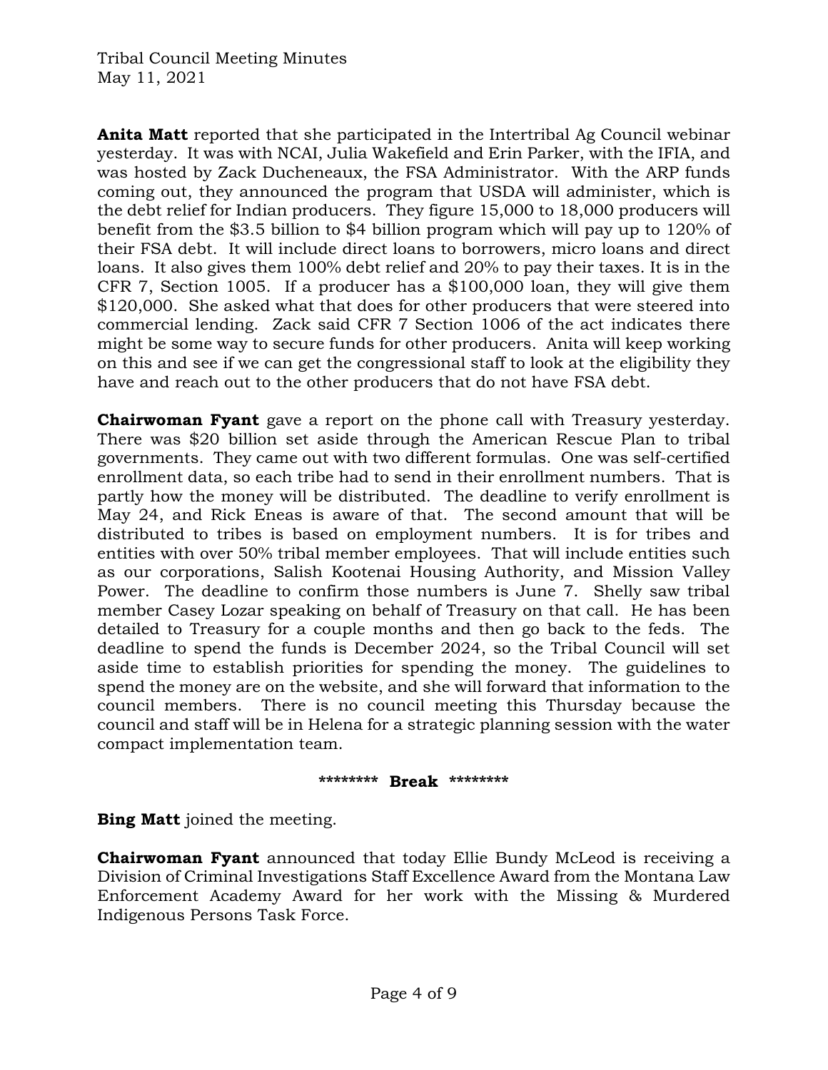**Anita Matt** reported that she participated in the Intertribal Ag Council webinar yesterday. It was with NCAI, Julia Wakefield and Erin Parker, with the IFIA, and was hosted by Zack Ducheneaux, the FSA Administrator. With the ARP funds coming out, they announced the program that USDA will administer, which is the debt relief for Indian producers. They figure 15,000 to 18,000 producers will benefit from the $3.5 billion to $4 billion program which will pay up to 120% of their FSA debt. It will include direct loans to borrowers, micro loans and direct loans. It also gives them 100% debt relief and 20% to pay their taxes. It is in the CFR 7, Section 1005. If a producer has a $100,000 loan, they will give them $120,000. She asked what that does for other producers that were steered into commercial lending. Zack said CFR 7 Section 1006 of the act indicates there might be some way to secure funds for other producers. Anita will keep working on this and see if we can get the congressional staff to look at the eligibility they have and reach out to the other producers that do not have FSA debt.

**Chairwoman Fyant** gave a report on the phone call with Treasury yesterday. There was $20 billion set aside through the American Rescue Plan to tribal governments. They came out with two different formulas. One was self-certified enrollment data, so each tribe had to send in their enrollment numbers. That is partly how the money will be distributed. The deadline to verify enrollment is May 24, and Rick Eneas is aware of that. The second amount that will be distributed to tribes is based on employment numbers. It is for tribes and entities with over 50% tribal member employees. That will include entities such as our corporations, Salish Kootenai Housing Authority, and Mission Valley Power. The deadline to confirm those numbers is June 7. Shelly saw tribal member Casey Lozar speaking on behalf of Treasury on that call. He has been detailed to Treasury for a couple months and then go back to the feds. The deadline to spend the funds is December 2024, so the Tribal Council will set aside time to establish priorities for spending the money. The guidelines to spend the money are on the website, and she will forward that information to the council members. There is no council meeting this Thursday because the council and staff will be in Helena for a strategic planning session with the water compact implementation team.

**\*\*\*\*\*\*\*\* Break \*\*\*\*\*\*\*\***

**Bing Matt** joined the meeting.

**Chairwoman Fyant** announced that today Ellie Bundy McLeod is receiving a Division of Criminal Investigations Staff Excellence Award from the Montana Law Enforcement Academy Award for her work with the Missing & Murdered Indigenous Persons Task Force.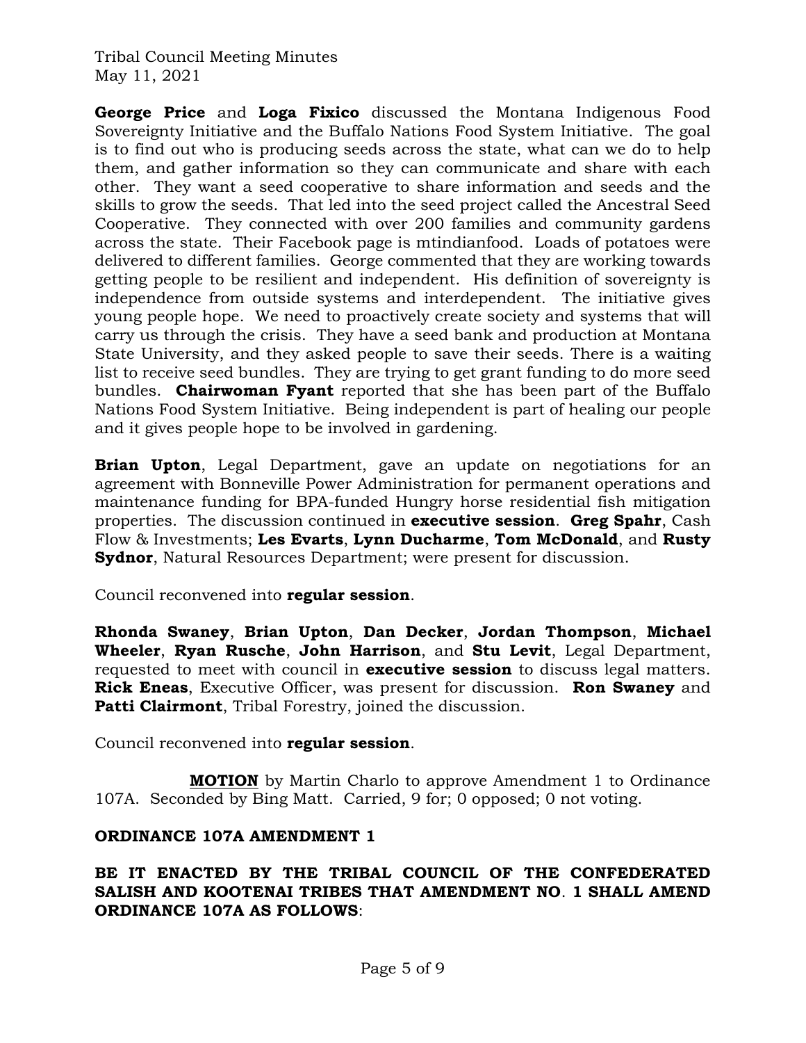**George Price** and **Loga Fixico** discussed the Montana Indigenous Food Sovereignty Initiative and the Buffalo Nations Food System Initiative. The goal is to find out who is producing seeds across the state, what can we do to help them, and gather information so they can communicate and share with each other. They want a seed cooperative to share information and seeds and the skills to grow the seeds. That led into the seed project called the Ancestral Seed Cooperative. They connected with over 200 families and community gardens across the state. Their Facebook page is mtindianfood. Loads of potatoes were delivered to different families. George commented that they are working towards getting people to be resilient and independent. His definition of sovereignty is independence from outside systems and interdependent. The initiative gives young people hope. We need to proactively create society and systems that will carry us through the crisis. They have a seed bank and production at Montana State University, and they asked people to save their seeds. There is a waiting list to receive seed bundles. They are trying to get grant funding to do more seed bundles. **Chairwoman Fyant** reported that she has been part of the Buffalo Nations Food System Initiative. Being independent is part of healing our people and it gives people hope to be involved in gardening.

**Brian Upton**, Legal Department, gave an update on negotiations for an agreement with Bonneville Power Administration for permanent operations and maintenance funding for BPA-funded Hungry horse residential fish mitigation properties. The discussion continued in **executive session**. **Greg Spahr**, Cash Flow & Investments; **Les Evarts**, **Lynn Ducharme**, **Tom McDonald**, and **Rusty Sydnor**, Natural Resources Department; were present for discussion.

Council reconvened into **regular session**.

**Rhonda Swaney**, **Brian Upton**, **Dan Decker**, **Jordan Thompson**, **Michael Wheeler**, **Ryan Rusche**, **John Harrison**, and **Stu Levit**, Legal Department, requested to meet with council in **executive session** to discuss legal matters. **Rick Eneas**, Executive Officer, was present for discussion. **Ron Swaney** and **Patti Clairmont**, Tribal Forestry, joined the discussion.

Council reconvened into **regular session**.

**MOTION** by Martin Charlo to approve Amendment 1 to Ordinance 107A. Seconded by Bing Matt. Carried, 9 for; 0 opposed; 0 not voting.

**ORDINANCE 107A AMENDMENT 1**

**BE IT ENACTED BY THE TRIBAL COUNCIL OF THE CONFEDERATED SALISH AND KOOTENAI TRIBES THAT AMENDMENT NO. 1 SHALL AMEND ORDINANCE 107A AS FOLLOWS**: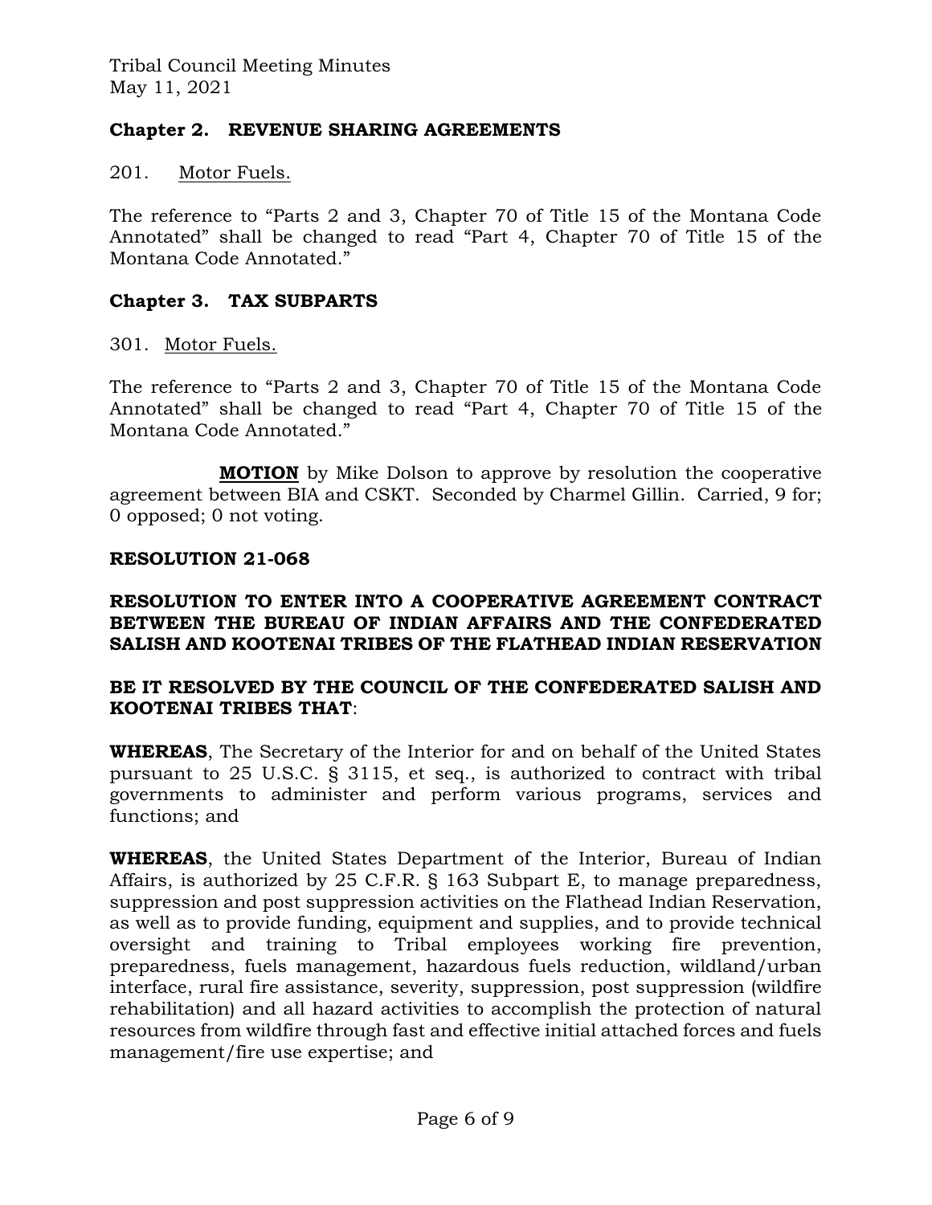**Chapter 2. REVENUE SHARING AGREEMENTS**

201. Motor Fuels.

The reference to "Parts 2 and 3, Chapter 70 of Title 15 of the Montana Code Annotated" shall be changed to read "Part 4, Chapter 70 of Title 15 of the Montana Code Annotated."

**Chapter 3. TAX SUBPARTS**

301. Motor Fuels.

The reference to "Parts 2 and 3, Chapter 70 of Title 15 of the Montana Code Annotated" shall be changed to read "Part 4, Chapter 70 of Title 15 of the Montana Code Annotated."

**MOTION** by Mike Dolson to approve by resolution the cooperative agreement between BIA and CSKT. Seconded by Charmel Gillin. Carried, 9 for; 0 opposed; 0 not voting.

**RESOLUTION 21-068**

**RESOLUTION TO ENTER INTO A COOPERATIVE AGREEMENT CONTRACT BETWEEN THE BUREAU OF INDIAN AFFAIRS AND THE CONFEDERATED SALISH AND KOOTENAI TRIBES OF THE FLATHEAD INDIAN RESERVATION**

**BE IT RESOLVED BY THE COUNCIL OF THE CONFEDERATED SALISH AND KOOTENAI TRIBES THAT**:

**WHEREAS**, The Secretary of the Interior for and on behalf of the United States pursuant to 25 U.S.C. § 3115, et seq., is authorized to contract with tribal governments to administer and perform various programs, services and functions; and

**WHEREAS**, the United States Department of the Interior, Bureau of Indian Affairs, is authorized by 25 C.F.R. § 163 Subpart E, to manage preparedness, suppression and post suppression activities on the Flathead Indian Reservation, as well as to provide funding, equipment and supplies, and to provide technical oversight and training to Tribal employees working fire prevention, preparedness, fuels management, hazardous fuels reduction, wildland/urban interface, rural fire assistance, severity, suppression, post suppression (wildfire rehabilitation) and all hazard activities to accomplish the protection of natural resources from wildfire through fast and effective initial attached forces and fuels management/fire use expertise; and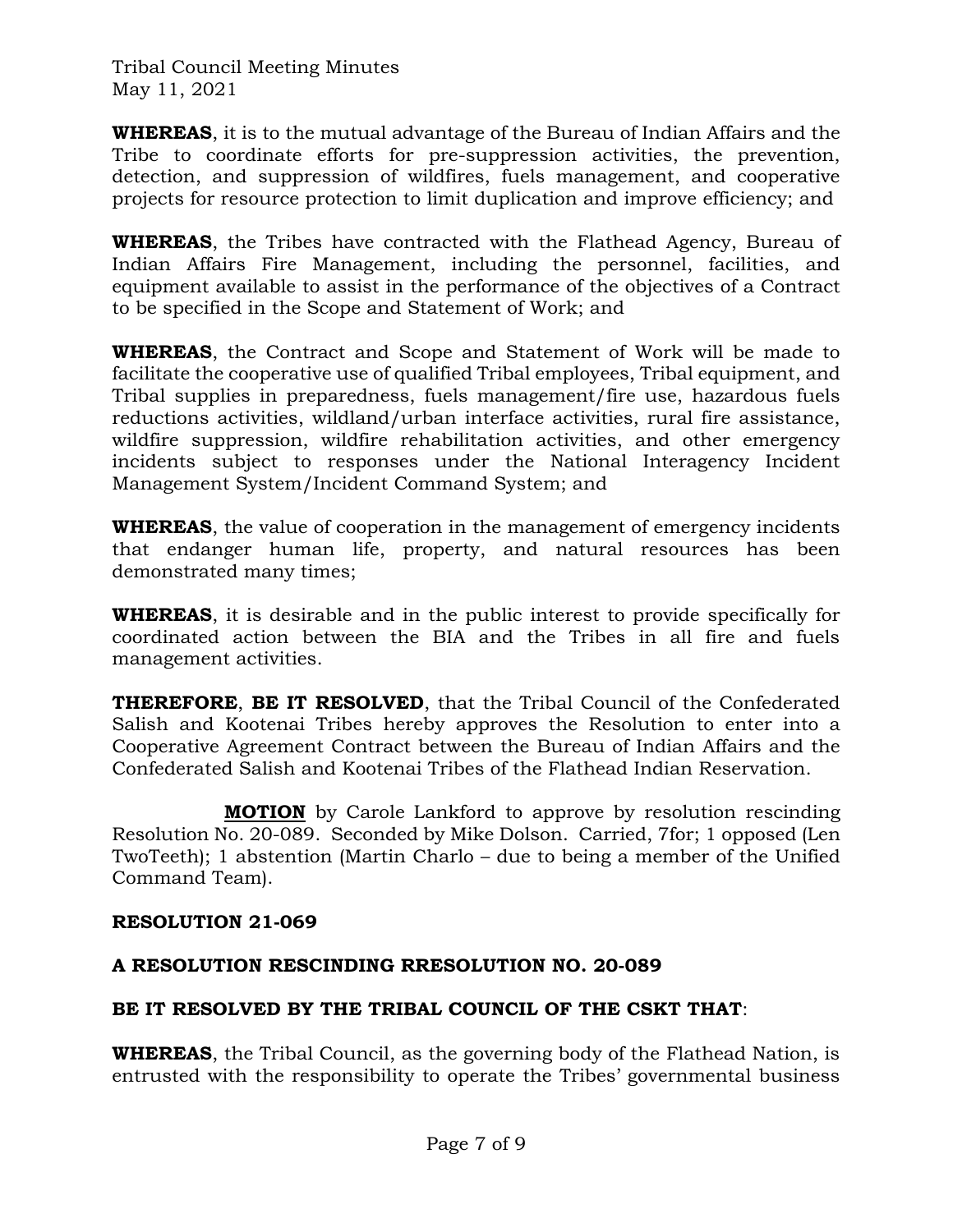**WHEREAS**, it is to the mutual advantage of the Bureau of Indian Affairs and the Tribe to coordinate efforts for pre-suppression activities, the prevention, detection, and suppression of wildfires, fuels management, and cooperative projects for resource protection to limit duplication and improve efficiency; and

**WHEREAS**, the Tribes have contracted with the Flathead Agency, Bureau of Indian Affairs Fire Management, including the personnel, facilities, and equipment available to assist in the performance of the objectives of a Contract to be specified in the Scope and Statement of Work; and

**WHEREAS**, the Contract and Scope and Statement of Work will be made to facilitate the cooperative use of qualified Tribal employees, Tribal equipment, and Tribal supplies in preparedness, fuels management/fire use, hazardous fuels reductions activities, wildland/urban interface activities, rural fire assistance, wildfire suppression, wildfire rehabilitation activities, and other emergency incidents subject to responses under the National Interagency Incident Management System/Incident Command System; and

**WHEREAS**, the value of cooperation in the management of emergency incidents that endanger human life, property, and natural resources has been demonstrated many times;

**WHEREAS**, it is desirable and in the public interest to provide specifically for coordinated action between the BIA and the Tribes in all fire and fuels management activities.

**THEREFORE**, **BE IT RESOLVED**, that the Tribal Council of the Confederated Salish and Kootenai Tribes hereby approves the Resolution to enter into a Cooperative Agreement Contract between the Bureau of Indian Affairs and the Confederated Salish and Kootenai Tribes of the Flathead Indian Reservation.

**MOTION** by Carole Lankford to approve by resolution rescinding Resolution No. 20-089. Seconded by Mike Dolson. Carried, 7for; 1 opposed (Len TwoTeeth); 1 abstention (Martin Charlo – due to being a member of the Unified Command Team).

**RESOLUTION 21-069**

**A RESOLUTION RESCINDING RRESOLUTION NO. 20-089**

**BE IT RESOLVED BY THE TRIBAL COUNCIL OF THE CSKT THAT**:

**WHEREAS**, the Tribal Council, as the governing body of the Flathead Nation, is entrusted with the responsibility to operate the Tribes' governmental business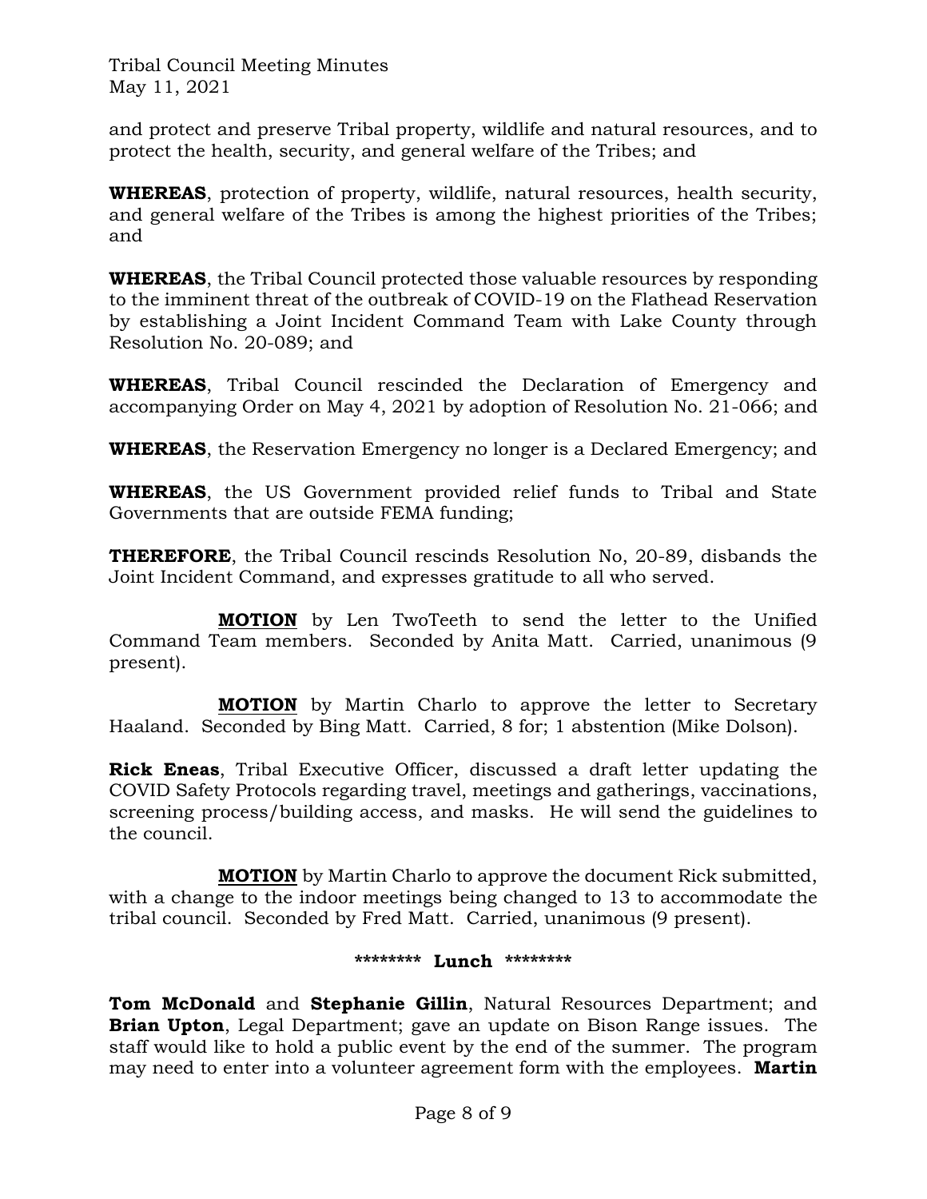and protect and preserve Tribal property, wildlife and natural resources, and to protect the health, security, and general welfare of the Tribes; and

**WHEREAS**, protection of property, wildlife, natural resources, health security, and general welfare of the Tribes is among the highest priorities of the Tribes; and

**WHEREAS**, the Tribal Council protected those valuable resources by responding to the imminent threat of the outbreak of COVID-19 on the Flathead Reservation by establishing a Joint Incident Command Team with Lake County through Resolution No. 20-089; and

**WHEREAS**, Tribal Council rescinded the Declaration of Emergency and accompanying Order on May 4, 2021 by adoption of Resolution No. 21-066; and

**WHEREAS**, the Reservation Emergency no longer is a Declared Emergency; and

**WHEREAS**, the US Government provided relief funds to Tribal and State Governments that are outside FEMA funding;

**THEREFORE**, the Tribal Council rescinds Resolution No, 20-89, disbands the Joint Incident Command, and expresses gratitude to all who served.

**MOTION** by Len TwoTeeth to send the letter to the Unified Command Team members. Seconded by Anita Matt. Carried, unanimous (9 present).

**MOTION** by Martin Charlo to approve the letter to Secretary Haaland. Seconded by Bing Matt. Carried, 8 for; 1 abstention (Mike Dolson).

**Rick Eneas**, Tribal Executive Officer, discussed a draft letter updating the COVID Safety Protocols regarding travel, meetings and gatherings, vaccinations, screening process/building access, and masks. He will send the guidelines to the council.

**MOTION** by Martin Charlo to approve the document Rick submitted, with a change to the indoor meetings being changed to 13 to accommodate the tribal council. Seconded by Fred Matt. Carried, unanimous (9 present).

**\*\*\*\*\*\*\*\* Lunch \*\*\*\*\*\*\*\***

**Tom McDonald** and **Stephanie Gillin**, Natural Resources Department; and **Brian Upton**, Legal Department; gave an update on Bison Range issues. The staff would like to hold a public event by the end of the summer. The program may need to enter into a volunteer agreement form with the employees. **Martin**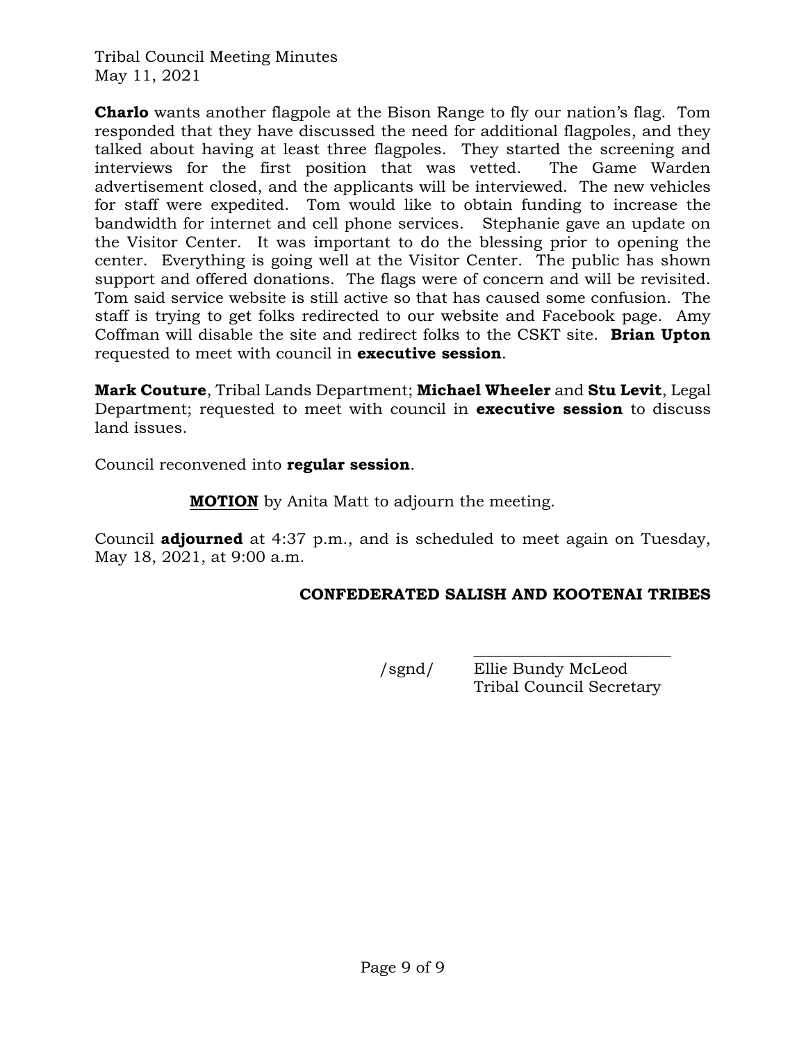**Charlo** wants another flagpole at the Bison Range to fly our nation's flag. Tom responded that they have discussed the need for additional flagpoles, and they talked about having at least three flagpoles. They started the screening and interviews for the first position that was vetted. The Game Warden advertisement closed, and the applicants will be interviewed. The new vehicles for staff were expedited. Tom would like to obtain funding to increase the bandwidth for internet and cell phone services. Stephanie gave an update on the Visitor Center. It was important to do the blessing prior to opening the center. Everything is going well at the Visitor Center. The public has shown support and offered donations. The flags were of concern and will be revisited. Tom said service website is still active so that has caused some confusion. The staff is trying to get folks redirected to our website and Facebook page. Amy Coffman will disable the site and redirect folks to the CSKT site. **Brian Upton** requested to meet with council in **executive session**.

**Mark Couture**, Tribal Lands Department; **Michael Wheeler** and **Stu Levit**, Legal Department; requested to meet with council in **executive session** to discuss land issues.

Council reconvened into **regular session**.

**MOTION** by Anita Matt to adjourn the meeting.

Council **adjourned** at 4:37 p.m., and is scheduled to meet again on Tuesday, May 18, 2021, at 9:00 a.m.

**CONFEDERATED SALISH AND KOOTENAI TRIBES**

/sgnd/ \_\_\_\_\_\_\_\_\_\_\_\_\_\_\_\_\_\_\_\_\_\_\_\_\_\_
Ellie Bundy McLeod
Tribal Council Secretary